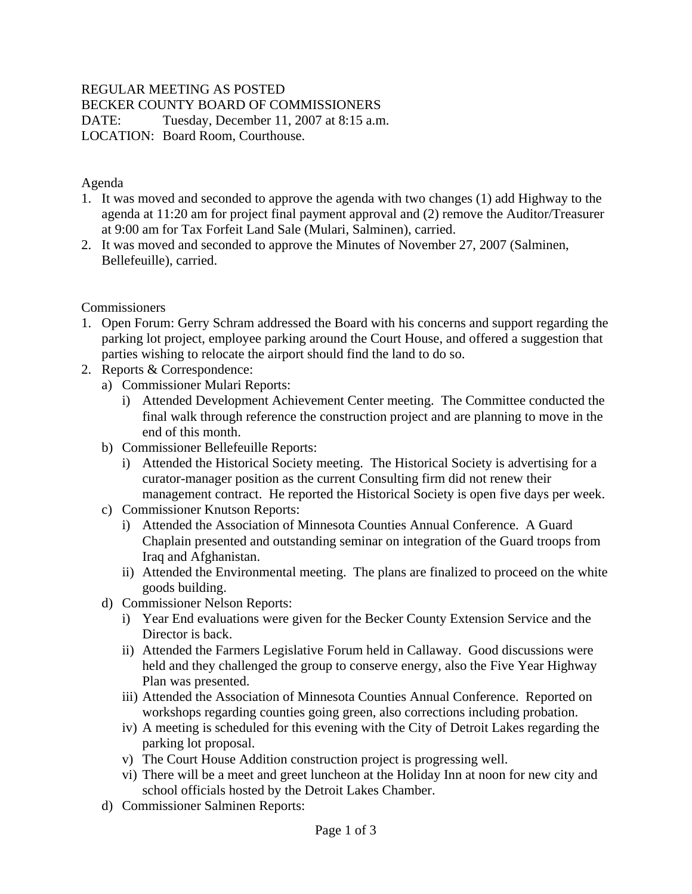REGULAR MEETING AS POSTED
BECKER COUNTY BOARD OF COMMISSIONERS
DATE: Tuesday, December 11, 2007 at 8:15 a.m.
LOCATION: Board Room, Courthouse.

Agenda

1. It was moved and seconded to approve the agenda with two changes (1) add Highway to the agenda at 11:20 am for project final payment approval and (2) remove the Auditor/Treasurer at 9:00 am for Tax Forfeit Land Sale (Mulari, Salminen), carried.
2. It was moved and seconded to approve the Minutes of November 27, 2007 (Salminen, Bellefeuille), carried.

Commissioners

1. Open Forum: Gerry Schram addressed the Board with his concerns and support regarding the parking lot project, employee parking around the Court House, and offered a suggestion that parties wishing to relocate the airport should find the land to do so.
2. Reports & Correspondence:
   a) Commissioner Mulari Reports:
      i) Attended Development Achievement Center meeting. The Committee conducted the final walk through reference the construction project and are planning to move in the end of this month.
   b) Commissioner Bellefeuille Reports:
      i) Attended the Historical Society meeting. The Historical Society is advertising for a curator-manager position as the current Consulting firm did not renew their management contract. He reported the Historical Society is open five days per week.
   c) Commissioner Knutson Reports:
      i) Attended the Association of Minnesota Counties Annual Conference. A Guard Chaplain presented and outstanding seminar on integration of the Guard troops from Iraq and Afghanistan.
      ii) Attended the Environmental meeting. The plans are finalized to proceed on the white goods building.
   d) Commissioner Nelson Reports:
      i) Year End evaluations were given for the Becker County Extension Service and the Director is back.
      ii) Attended the Farmers Legislative Forum held in Callaway. Good discussions were held and they challenged the group to conserve energy, also the Five Year Highway Plan was presented.
      iii) Attended the Association of Minnesota Counties Annual Conference. Reported on workshops regarding counties going green, also corrections including probation.
      iv) A meeting is scheduled for this evening with the City of Detroit Lakes regarding the parking lot proposal.
      v) The Court House Addition construction project is progressing well.
      vi) There will be a meet and greet luncheon at the Holiday Inn at noon for new city and school officials hosted by the Detroit Lakes Chamber.
   d) Commissioner Salminen Reports: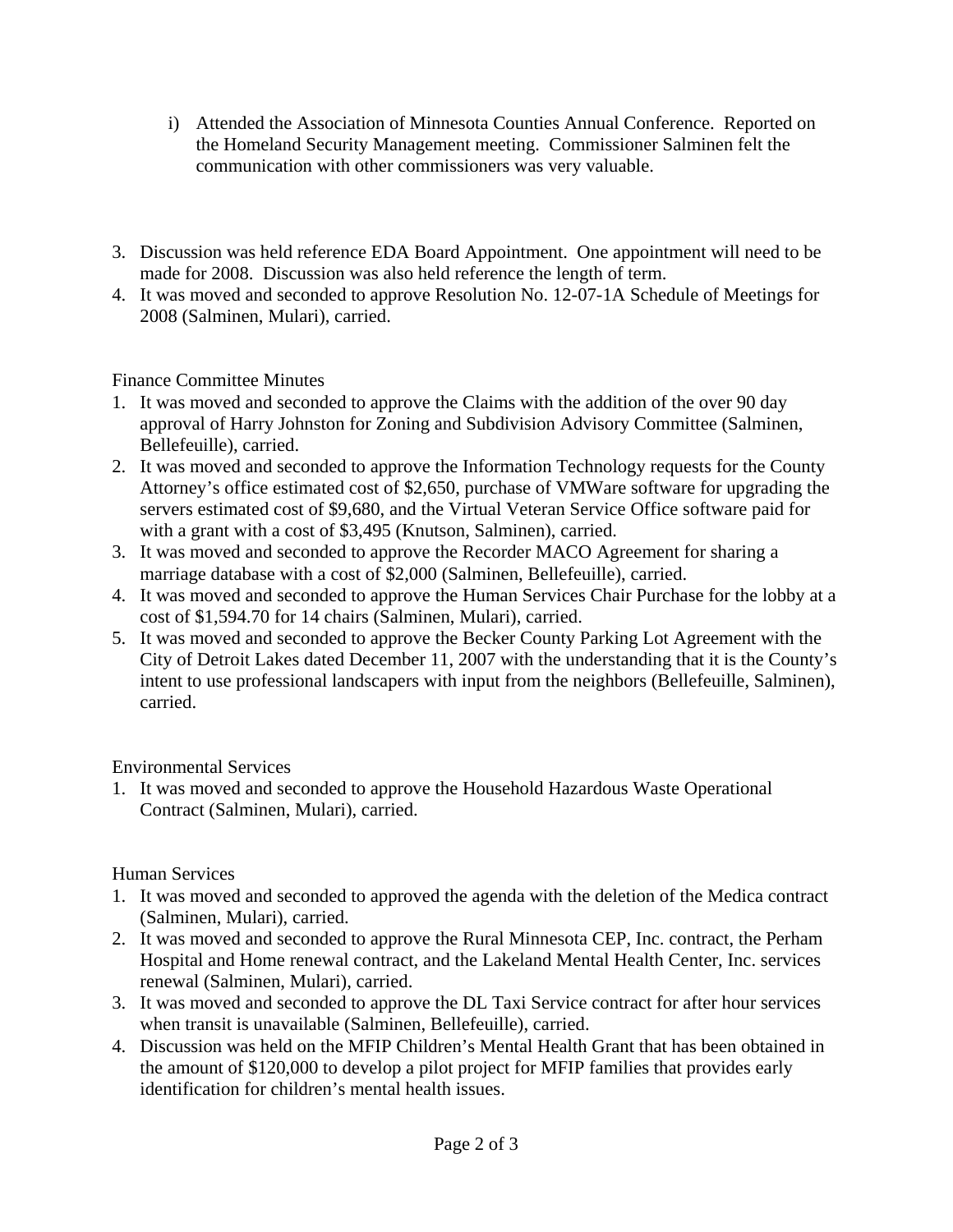i) Attended the Association of Minnesota Counties Annual Conference. Reported on the Homeland Security Management meeting. Commissioner Salminen felt the communication with other commissioners was very valuable.

3. Discussion was held reference EDA Board Appointment. One appointment will need to be made for 2008. Discussion was also held reference the length of term.
4. It was moved and seconded to approve Resolution No. 12-07-1A Schedule of Meetings for 2008 (Salminen, Mulari), carried.

Finance Committee Minutes

1. It was moved and seconded to approve the Claims with the addition of the over 90 day approval of Harry Johnston for Zoning and Subdivision Advisory Committee (Salminen, Bellefeuille), carried.
2. It was moved and seconded to approve the Information Technology requests for the County Attorney's office estimated cost of $2,650, purchase of VMWare software for upgrading the servers estimated cost of $9,680, and the Virtual Veteran Service Office software paid for with a grant with a cost of $3,495 (Knutson, Salminen), carried.
3. It was moved and seconded to approve the Recorder MACO Agreement for sharing a marriage database with a cost of $2,000 (Salminen, Bellefeuille), carried.
4. It was moved and seconded to approve the Human Services Chair Purchase for the lobby at a cost of $1,594.70 for 14 chairs (Salminen, Mulari), carried.
5. It was moved and seconded to approve the Becker County Parking Lot Agreement with the City of Detroit Lakes dated December 11, 2007 with the understanding that it is the County's intent to use professional landscapers with input from the neighbors (Bellefeuille, Salminen), carried.

Environmental Services

1. It was moved and seconded to approve the Household Hazardous Waste Operational Contract (Salminen, Mulari), carried.

Human Services

1. It was moved and seconded to approved the agenda with the deletion of the Medica contract (Salminen, Mulari), carried.
2. It was moved and seconded to approve the Rural Minnesota CEP, Inc. contract, the Perham Hospital and Home renewal contract, and the Lakeland Mental Health Center, Inc. services renewal (Salminen, Mulari), carried.
3. It was moved and seconded to approve the DL Taxi Service contract for after hour services when transit is unavailable (Salminen, Bellefeuille), carried.
4. Discussion was held on the MFIP Children's Mental Health Grant that has been obtained in the amount of $120,000 to develop a pilot project for MFIP families that provides early identification for children's mental health issues.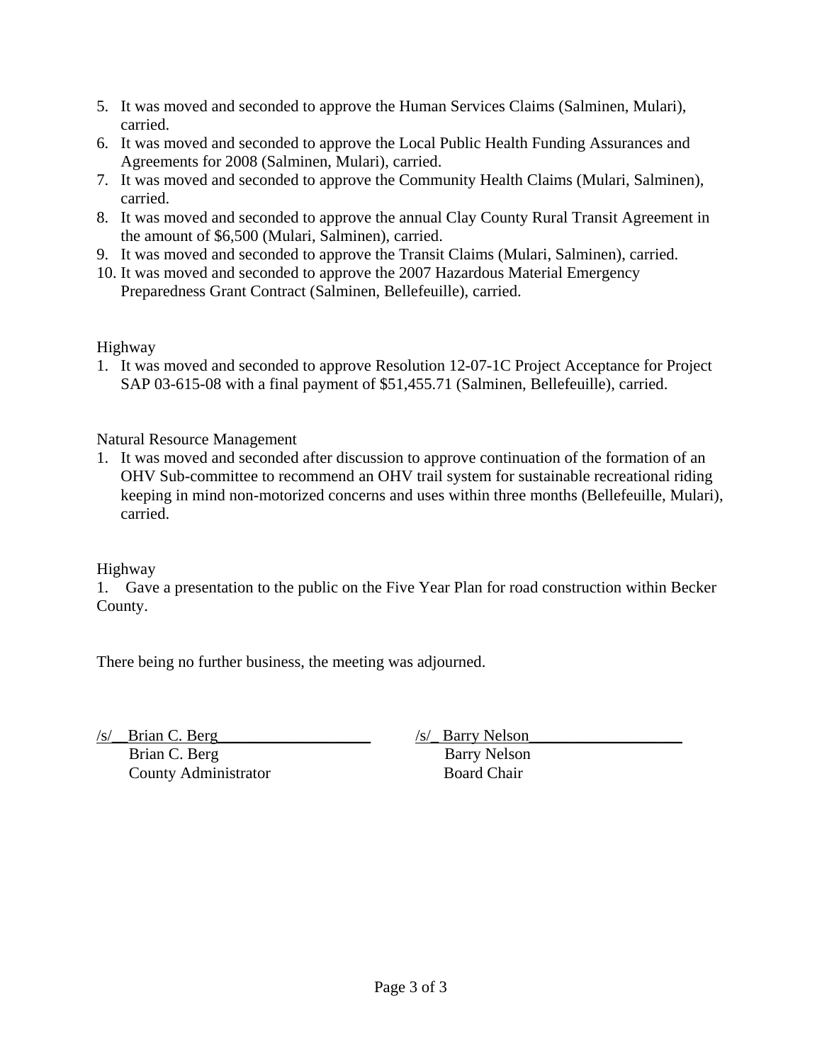5. It was moved and seconded to approve the Human Services Claims (Salminen, Mulari), carried.
6. It was moved and seconded to approve the Local Public Health Funding Assurances and Agreements for 2008 (Salminen, Mulari), carried.
7. It was moved and seconded to approve the Community Health Claims (Mulari, Salminen), carried.
8. It was moved and seconded to approve the annual Clay County Rural Transit Agreement in the amount of $6,500 (Mulari, Salminen), carried.
9. It was moved and seconded to approve the Transit Claims (Mulari, Salminen), carried.
10. It was moved and seconded to approve the 2007 Hazardous Material Emergency Preparedness Grant Contract (Salminen, Bellefeuille), carried.

Highway

1. It was moved and seconded to approve Resolution 12-07-1C Project Acceptance for Project SAP 03-615-08 with a final payment of $51,455.71 (Salminen, Bellefeuille), carried.

Natural Resource Management

1. It was moved and seconded after discussion to approve continuation of the formation of an OHV Sub-committee to recommend an OHV trail system for sustainable recreational riding keeping in mind non-motorized concerns and uses within three months (Bellefeuille, Mulari), carried.

Highway

1. Gave a presentation to the public on the Five Year Plan for road construction within Becker County.

There being no further business, the meeting was adjourned.

/s/__Brian C. Berg___________________
Brian C. Berg
County Administrator

/s/_ Barry Nelson___________________
Barry Nelson
Board Chair